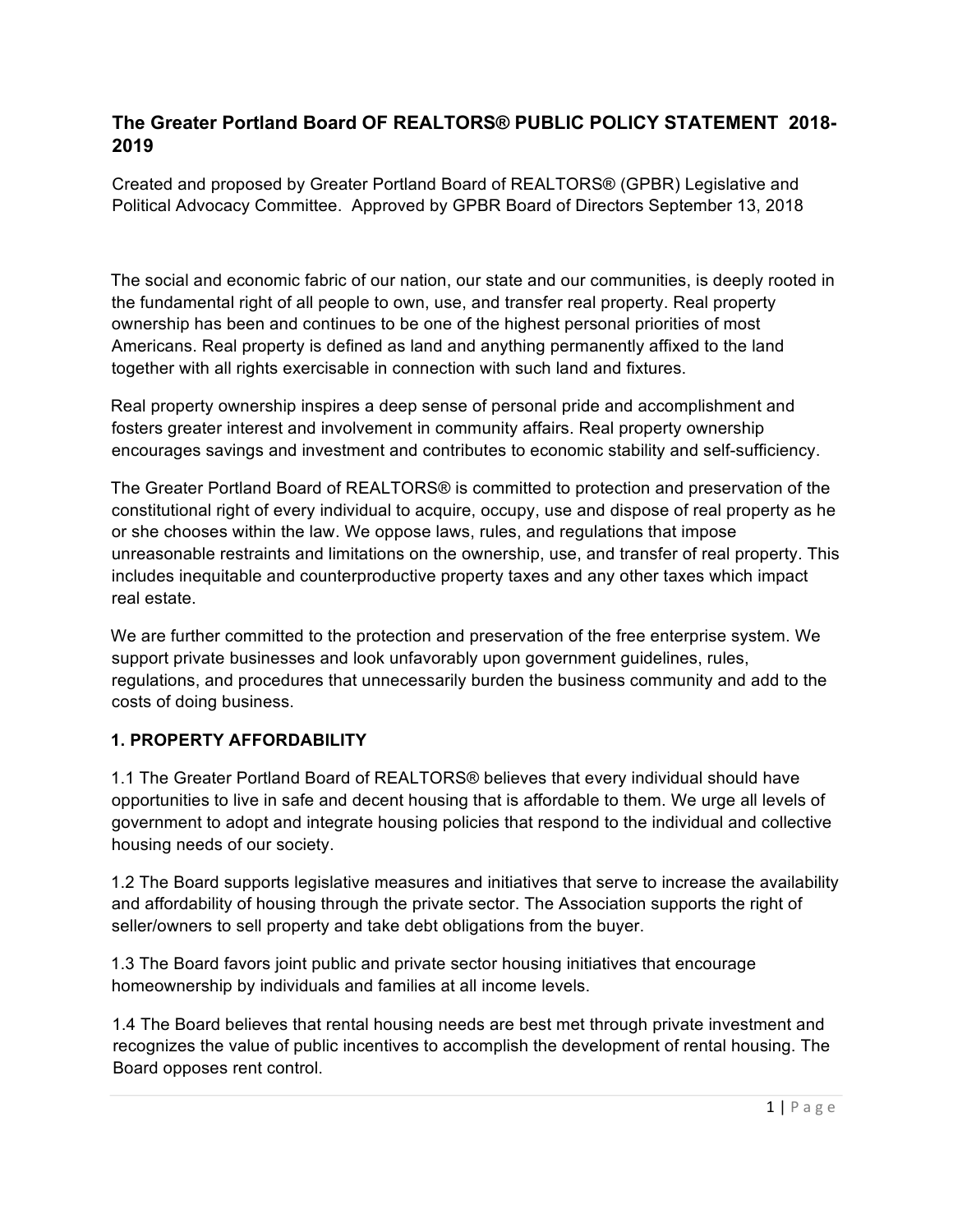# The Greater Portland Board OF REALTORS® PUBLIC POLICY STATEMENT 2018-2019

Created and proposed by Greater Portland Board of REALTORS® (GPBR) Legislative and Political Advocacy Committee. Approved by GPBR Board of Directors September 13, 2018

The social and economic fabric of our nation, our state and our communities, is deeply rooted in the fundamental right of all people to own, use, and transfer real property. Real property ownership has been and continues to be one of the highest personal priorities of most Americans. Real property is defined as land and anything permanently affixed to the land together with all rights exercisable in connection with such land and fixtures.

Real property ownership inspires a deep sense of personal pride and accomplishment and fosters greater interest and involvement in community affairs. Real property ownership encourages savings and investment and contributes to economic stability and self-sufficiency.

The Greater Portland Board of REALTORS® is committed to protection and preservation of the constitutional right of every individual to acquire, occupy, use and dispose of real property as he or she chooses within the law. We oppose laws, rules, and regulations that impose unreasonable restraints and limitations on the ownership, use, and transfer of real property. This includes inequitable and counterproductive property taxes and any other taxes which impact real estate.

We are further committed to the protection and preservation of the free enterprise system. We support private businesses and look unfavorably upon government guidelines, rules, regulations, and procedures that unnecessarily burden the business community and add to the costs of doing business.

## 1. PROPERTY AFFORDABILITY

1.1 The Greater Portland Board of REALTORS® believes that every individual should have opportunities to live in safe and decent housing that is affordable to them. We urge all levels of government to adopt and integrate housing policies that respond to the individual and collective housing needs of our society.

1.2 The Board supports legislative measures and initiatives that serve to increase the availability and affordability of housing through the private sector. The Association supports the right of seller/owners to sell property and take debt obligations from the buyer.

1.3 The Board favors joint public and private sector housing initiatives that encourage homeownership by individuals and families at all income levels.

1.4 The Board believes that rental housing needs are best met through private investment and recognizes the value of public incentives to accomplish the development of rental housing. The Board opposes rent control.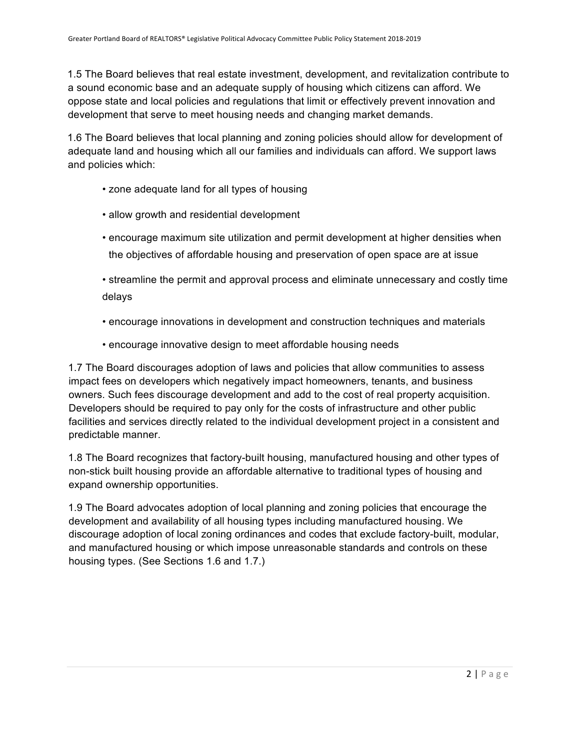1.5 The Board believes that real estate investment, development, and revitalization contribute to a sound economic base and an adequate supply of housing which citizens can afford. We oppose state and local policies and regulations that limit or effectively prevent innovation and development that serve to meet housing needs and changing market demands.

1.6 The Board believes that local planning and zoning policies should allow for development of adequate land and housing which all our families and individuals can afford. We support laws and policies which:

- zone adequate land for all types of housing
- allow growth and residential development
- encourage maximum site utilization and permit development at higher densities when the objectives of affordable housing and preservation of open space are at issue
- streamline the permit and approval process and eliminate unnecessary and costly time delays
- encourage innovations in development and construction techniques and materials
- encourage innovative design to meet affordable housing needs

1.7 The Board discourages adoption of laws and policies that allow communities to assess impact fees on developers which negatively impact homeowners, tenants, and business owners. Such fees discourage development and add to the cost of real property acquisition. Developers should be required to pay only for the costs of infrastructure and other public facilities and services directly related to the individual development project in a consistent and predictable manner.

1.8 The Board recognizes that factory-built housing, manufactured housing and other types of non-stick built housing provide an affordable alternative to traditional types of housing and expand ownership opportunities.

1.9 The Board advocates adoption of local planning and zoning policies that encourage the development and availability of all housing types including manufactured housing. We discourage adoption of local zoning ordinances and codes that exclude factory-built, modular, and manufactured housing or which impose unreasonable standards and controls on these housing types. (See Sections 1.6 and 1.7.)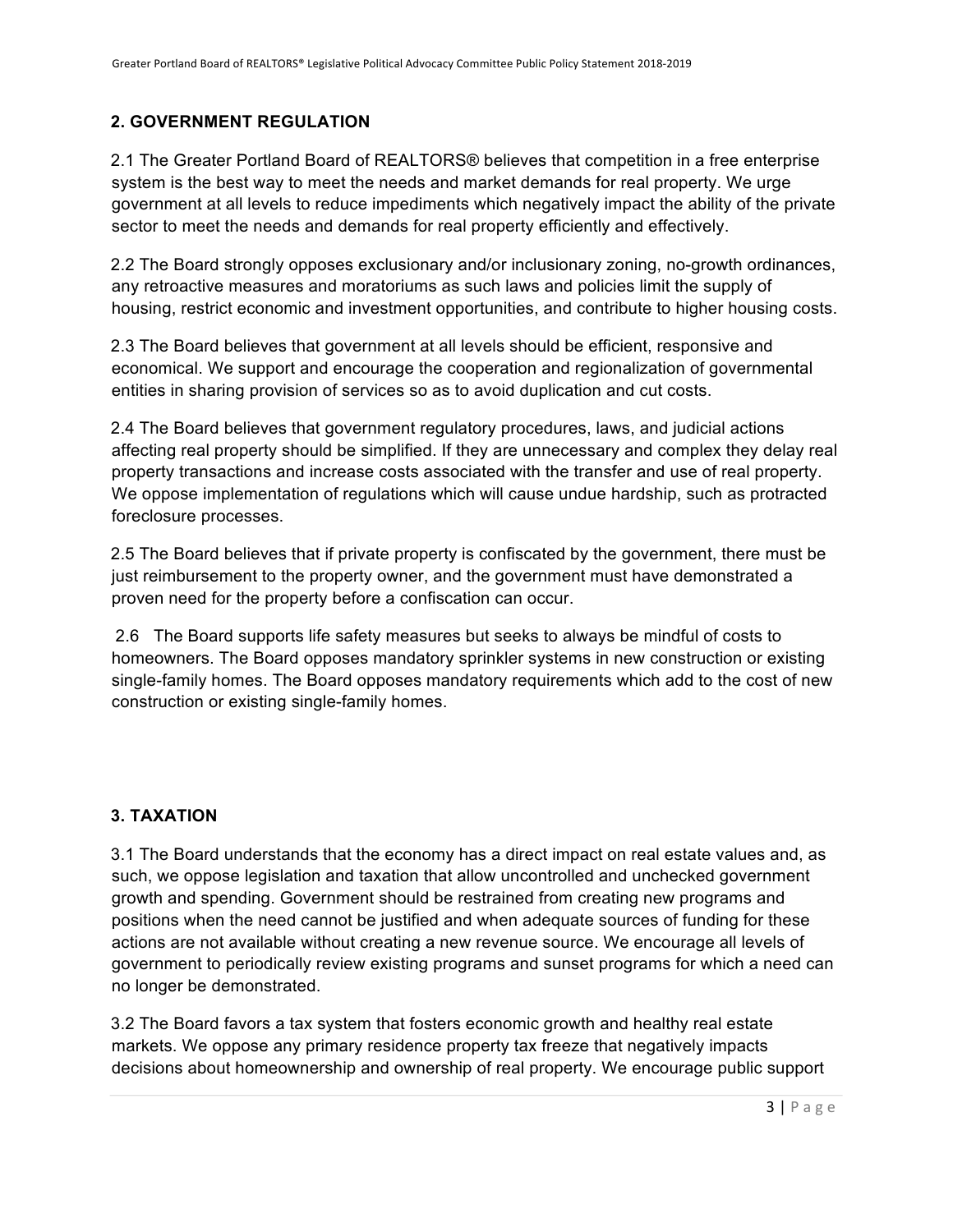## 2. GOVERNMENT REGULATION

2.1 The Greater Portland Board of REALTORS® believes that competition in a free enterprise system is the best way to meet the needs and market demands for real property. We urge government at all levels to reduce impediments which negatively impact the ability of the private sector to meet the needs and demands for real property efficiently and effectively.

2.2 The Board strongly opposes exclusionary and/or inclusionary zoning, no-growth ordinances, any retroactive measures and moratoriums as such laws and policies limit the supply of housing, restrict economic and investment opportunities, and contribute to higher housing costs.

2.3 The Board believes that government at all levels should be efficient, responsive and economical. We support and encourage the cooperation and regionalization of governmental entities in sharing provision of services so as to avoid duplication and cut costs.

2.4 The Board believes that government regulatory procedures, laws, and judicial actions affecting real property should be simplified. If they are unnecessary and complex they delay real property transactions and increase costs associated with the transfer and use of real property. We oppose implementation of regulations which will cause undue hardship, such as protracted foreclosure processes.

2.5 The Board believes that if private property is confiscated by the government, there must be just reimbursement to the property owner, and the government must have demonstrated a proven need for the property before a confiscation can occur.

2.6 The Board supports life safety measures but seeks to always be mindful of costs to homeowners. The Board opposes mandatory sprinkler systems in new construction or existing single-family homes. The Board opposes mandatory requirements which add to the cost of new construction or existing single-family homes.

## 3. TAXATION

3.1 The Board understands that the economy has a direct impact on real estate values and, as such, we oppose legislation and taxation that allow uncontrolled and unchecked government growth and spending. Government should be restrained from creating new programs and positions when the need cannot be justified and when adequate sources of funding for these actions are not available without creating a new revenue source. We encourage all levels of government to periodically review existing programs and sunset programs for which a need can no longer be demonstrated.

3.2 The Board favors a tax system that fosters economic growth and healthy real estate markets. We oppose any primary residence property tax freeze that negatively impacts decisions about homeownership and ownership of real property. We encourage public support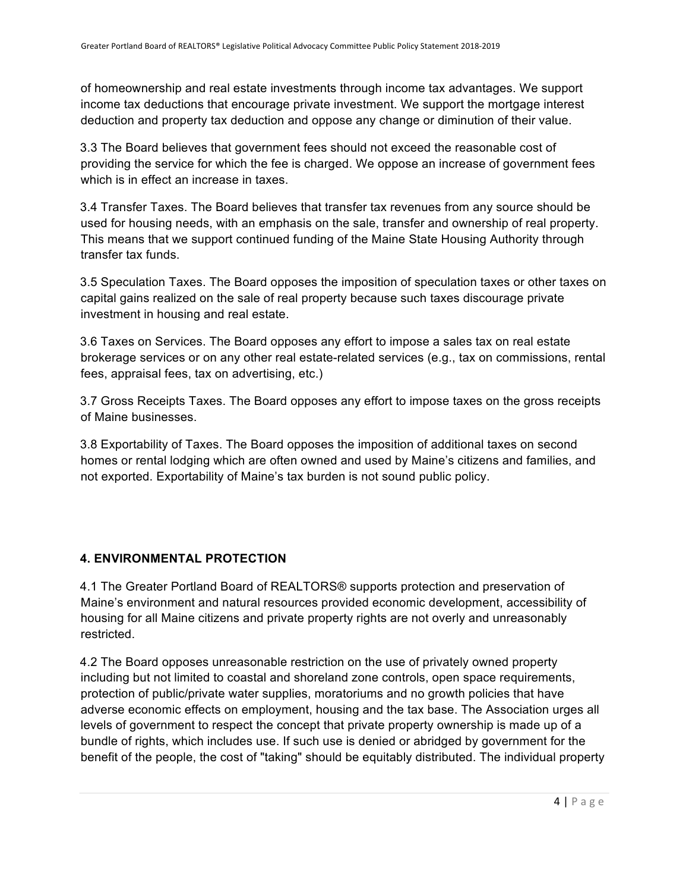of homeownership and real estate investments through income tax advantages. We support income tax deductions that encourage private investment. We support the mortgage interest deduction and property tax deduction and oppose any change or diminution of their value.

3.3 The Board believes that government fees should not exceed the reasonable cost of providing the service for which the fee is charged. We oppose an increase of government fees which is in effect an increase in taxes.

3.4 Transfer Taxes. The Board believes that transfer tax revenues from any source should be used for housing needs, with an emphasis on the sale, transfer and ownership of real property. This means that we support continued funding of the Maine State Housing Authority through transfer tax funds.

3.5 Speculation Taxes. The Board opposes the imposition of speculation taxes or other taxes on capital gains realized on the sale of real property because such taxes discourage private investment in housing and real estate.

3.6 Taxes on Services. The Board opposes any effort to impose a sales tax on real estate brokerage services or on any other real estate-related services (e.g., tax on commissions, rental fees, appraisal fees, tax on advertising, etc.)

3.7 Gross Receipts Taxes. The Board opposes any effort to impose taxes on the gross receipts of Maine businesses.

3.8 Exportability of Taxes. The Board opposes the imposition of additional taxes on second homes or rental lodging which are often owned and used by Maine's citizens and families, and not exported. Exportability of Maine's tax burden is not sound public policy.

## 4. ENVIRONMENTAL PROTECTION

4.1 The Greater Portland Board of REALTORS® supports protection and preservation of Maine's environment and natural resources provided economic development, accessibility of housing for all Maine citizens and private property rights are not overly and unreasonably restricted.

4.2 The Board opposes unreasonable restriction on the use of privately owned property including but not limited to coastal and shoreland zone controls, open space requirements, protection of public/private water supplies, moratoriums and no growth policies that have adverse economic effects on employment, housing and the tax base. The Association urges all levels of government to respect the concept that private property ownership is made up of a bundle of rights, which includes use. If such use is denied or abridged by government for the benefit of the people, the cost of "taking" should be equitably distributed. The individual property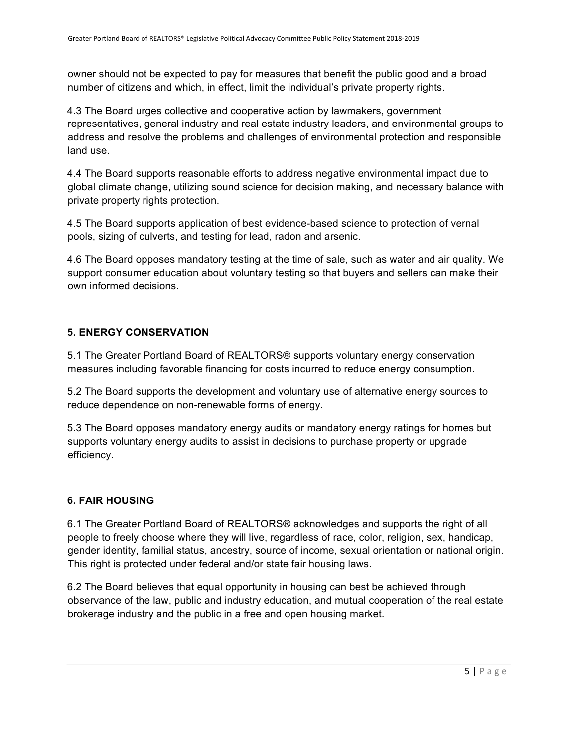owner should not be expected to pay for measures that benefit the public good and a broad number of citizens and which, in effect, limit the individual's private property rights.

4.3 The Board urges collective and cooperative action by lawmakers, government representatives, general industry and real estate industry leaders, and environmental groups to address and resolve the problems and challenges of environmental protection and responsible land use.

4.4 The Board supports reasonable efforts to address negative environmental impact due to global climate change, utilizing sound science for decision making, and necessary balance with private property rights protection.

4.5 The Board supports application of best evidence-based science to protection of vernal pools, sizing of culverts, and testing for lead, radon and arsenic.

4.6 The Board opposes mandatory testing at the time of sale, such as water and air quality. We support consumer education about voluntary testing so that buyers and sellers can make their own informed decisions.

## 5. ENERGY CONSERVATION

5.1 The Greater Portland Board of REALTORS® supports voluntary energy conservation measures including favorable financing for costs incurred to reduce energy consumption.

5.2 The Board supports the development and voluntary use of alternative energy sources to reduce dependence on non-renewable forms of energy.

5.3 The Board opposes mandatory energy audits or mandatory energy ratings for homes but supports voluntary energy audits to assist in decisions to purchase property or upgrade efficiency.

## 6. FAIR HOUSING

6.1 The Greater Portland Board of REALTORS® acknowledges and supports the right of all people to freely choose where they will live, regardless of race, color, religion, sex, handicap, gender identity, familial status, ancestry, source of income, sexual orientation or national origin. This right is protected under federal and/or state fair housing laws.

6.2 The Board believes that equal opportunity in housing can best be achieved through observance of the law, public and industry education, and mutual cooperation of the real estate brokerage industry and the public in a free and open housing market.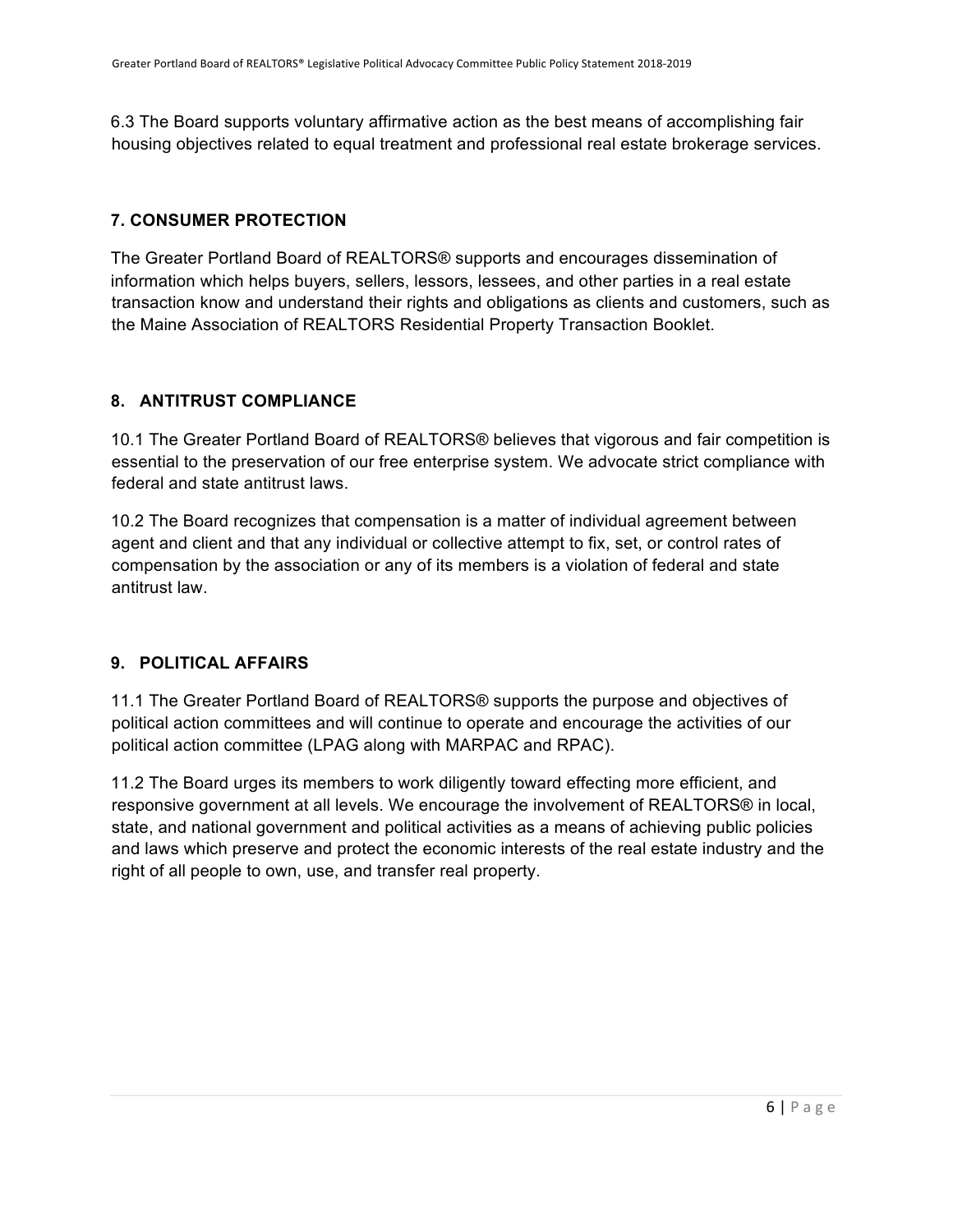6.3 The Board supports voluntary affirmative action as the best means of accomplishing fair housing objectives related to equal treatment and professional real estate brokerage services.

## 7. CONSUMER PROTECTION

The Greater Portland Board of REALTORS® supports and encourages dissemination of information which helps buyers, sellers, lessors, lessees, and other parties in a real estate transaction know and understand their rights and obligations as clients and customers, such as the Maine Association of REALTORS Residential Property Transaction Booklet.

## 8. ANTITRUST COMPLIANCE

10.1 The Greater Portland Board of REALTORS® believes that vigorous and fair competition is essential to the preservation of our free enterprise system. We advocate strict compliance with federal and state antitrust laws.

10.2 The Board recognizes that compensation is a matter of individual agreement between agent and client and that any individual or collective attempt to fix, set, or control rates of compensation by the association or any of its members is a violation of federal and state antitrust law.

## 9. POLITICAL AFFAIRS

11.1 The Greater Portland Board of REALTORS® supports the purpose and objectives of political action committees and will continue to operate and encourage the activities of our political action committee (LPAG along with MARPAC and RPAC).

11.2 The Board urges its members to work diligently toward effecting more efficient, and responsive government at all levels. We encourage the involvement of REALTORS® in local, state, and national government and political activities as a means of achieving public policies and laws which preserve and protect the economic interests of the real estate industry and the right of all people to own, use, and transfer real property.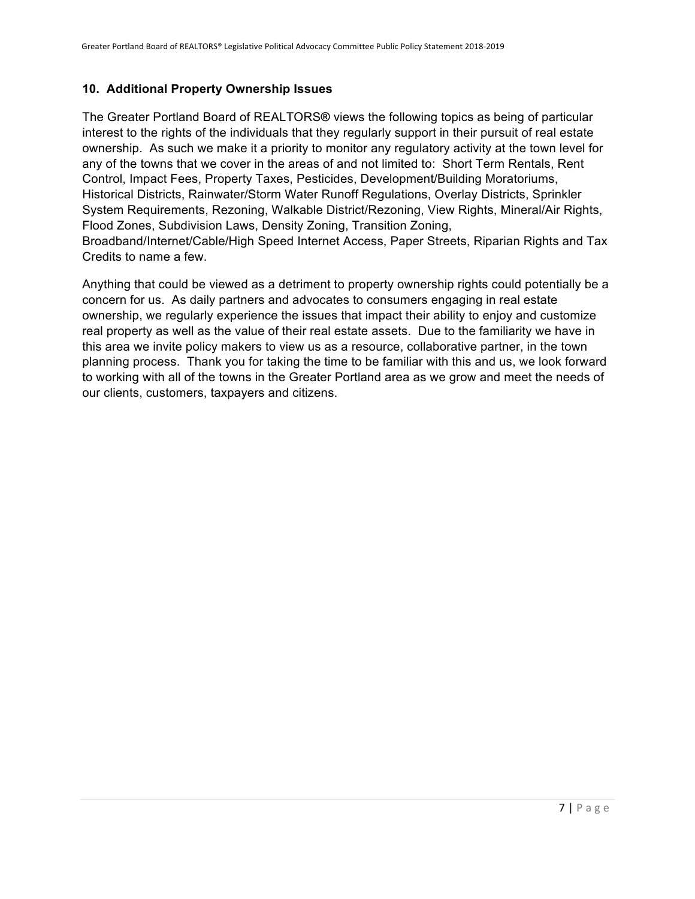## 10. Additional Property Ownership Issues

The Greater Portland Board of REALTORS® views the following topics as being of particular interest to the rights of the individuals that they regularly support in their pursuit of real estate ownership. As such we make it a priority to monitor any regulatory activity at the town level for any of the towns that we cover in the areas of and not limited to: Short Term Rentals, Rent Control, Impact Fees, Property Taxes, Pesticides, Development/Building Moratoriums, Historical Districts, Rainwater/Storm Water Runoff Regulations, Overlay Districts, Sprinkler System Requirements, Rezoning, Walkable District/Rezoning, View Rights, Mineral/Air Rights, Flood Zones, Subdivision Laws, Density Zoning, Transition Zoning, Broadband/Internet/Cable/High Speed Internet Access, Paper Streets, Riparian Rights and Tax Credits to name a few.

Anything that could be viewed as a detriment to property ownership rights could potentially be a concern for us. As daily partners and advocates to consumers engaging in real estate ownership, we regularly experience the issues that impact their ability to enjoy and customize real property as well as the value of their real estate assets. Due to the familiarity we have in this area we invite policy makers to view us as a resource, collaborative partner, in the town planning process. Thank you for taking the time to be familiar with this and us, we look forward to working with all of the towns in the Greater Portland area as we grow and meet the needs of our clients, customers, taxpayers and citizens.